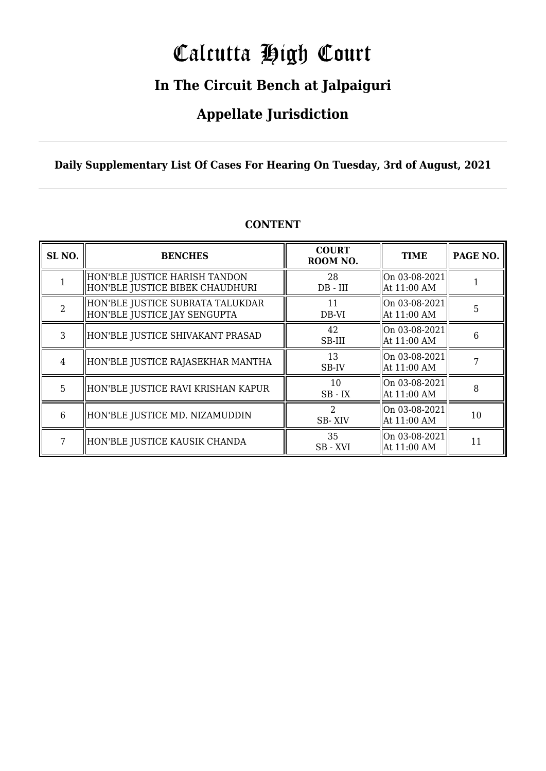# Calcutta High Court

## In The Circuit Bench at Jalpaiguri

## Appellate Jurisdiction

**Daily Supplementary List Of Cases For Hearing On Tuesday, 3rd of August, 2021**

**CONTENT**

| SL NO. | BENCHES | COURT ROOM NO. | TIME | PAGE NO. |
|---|---|---|---|---|
| 1 | HON'BLE JUSTICE HARISH TANDON<br>HON'BLE JUSTICE BIBEK CHAUDHURI | 28<br>DB - III | On 03-08-2021<br>At 11:00 AM | 1 |
| 2 | HON'BLE JUSTICE SUBRATA TALUKDAR<br>HON'BLE JUSTICE JAY SENGUPTA | 11<br>DB-VI | On 03-08-2021<br>At 11:00 AM | 5 |
| 3 | HON'BLE JUSTICE SHIVAKANT PRASAD | 42<br>SB-III | On 03-08-2021<br>At 11:00 AM | 6 |
| 4 | HON'BLE JUSTICE RAJASEKHAR MANTHA | 13<br>SB-IV | On 03-08-2021<br>At 11:00 AM | 7 |
| 5 | HON'BLE JUSTICE RAVI KRISHAN KAPUR | 10<br>SB - IX | On 03-08-2021<br>At 11:00 AM | 8 |
| 6 | HON'BLE JUSTICE MD. NIZAMUDDIN | 2<br>SB- XIV | On 03-08-2021<br>At 11:00 AM | 10 |
| 7 | HON'BLE JUSTICE KAUSIK CHANDA | 35<br>SB - XVI | On 03-08-2021<br>At 11:00 AM | 11 |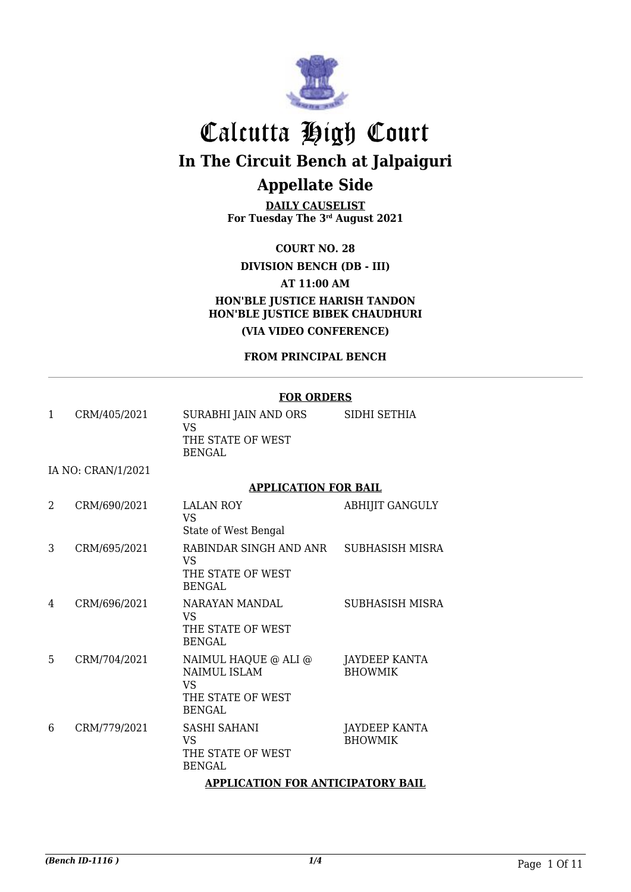# Calcutta High Court

## In The Circuit Bench at Jalpaiguri

## Appellate Side

**DAILY CAUSELIST**
**For Tuesday The 3rd August 2021**

**COURT NO. 28**

**DIVISION BENCH (DB - III)**

**AT 11:00 AM**

**HON'BLE JUSTICE HARISH TANDON**
**HON'BLE JUSTICE BIBEK CHAUDHURI**

**(VIA VIDEO CONFERENCE)**

**FROM PRINCIPAL BENCH**

---

**FOR ORDERS**

| | | | |
|---|---|---|---|
| 1 | CRM/405/2021 | SURABHI JAIN AND ORS VS THE STATE OF WEST BENGAL | SIDHI SETHIA |

IA NO: CRAN/1/2021

**APPLICATION FOR BAIL**

| | | | |
|---|---|---|---|
| 2 | CRM/690/2021 | LALAN ROY VS State of West Bengal | ABHIJIT GANGULY |
| 3 | CRM/695/2021 | RABINDAR SINGH AND ANR VS THE STATE OF WEST BENGAL | SUBHASISH MISRA |
| 4 | CRM/696/2021 | NARAYAN MANDAL VS THE STATE OF WEST BENGAL | SUBHASISH MISRA |
| 5 | CRM/704/2021 | NAIMUL HAQUE @ ALI @ NAIMUL ISLAM VS THE STATE OF WEST BENGAL | JAYDEEP KANTA BHOWMIK |
| 6 | CRM/779/2021 | SASHI SAHANI VS THE STATE OF WEST BENGAL | JAYDEEP KANTA BHOWMIK |

**APPLICATION FOR ANTICIPATORY BAIL**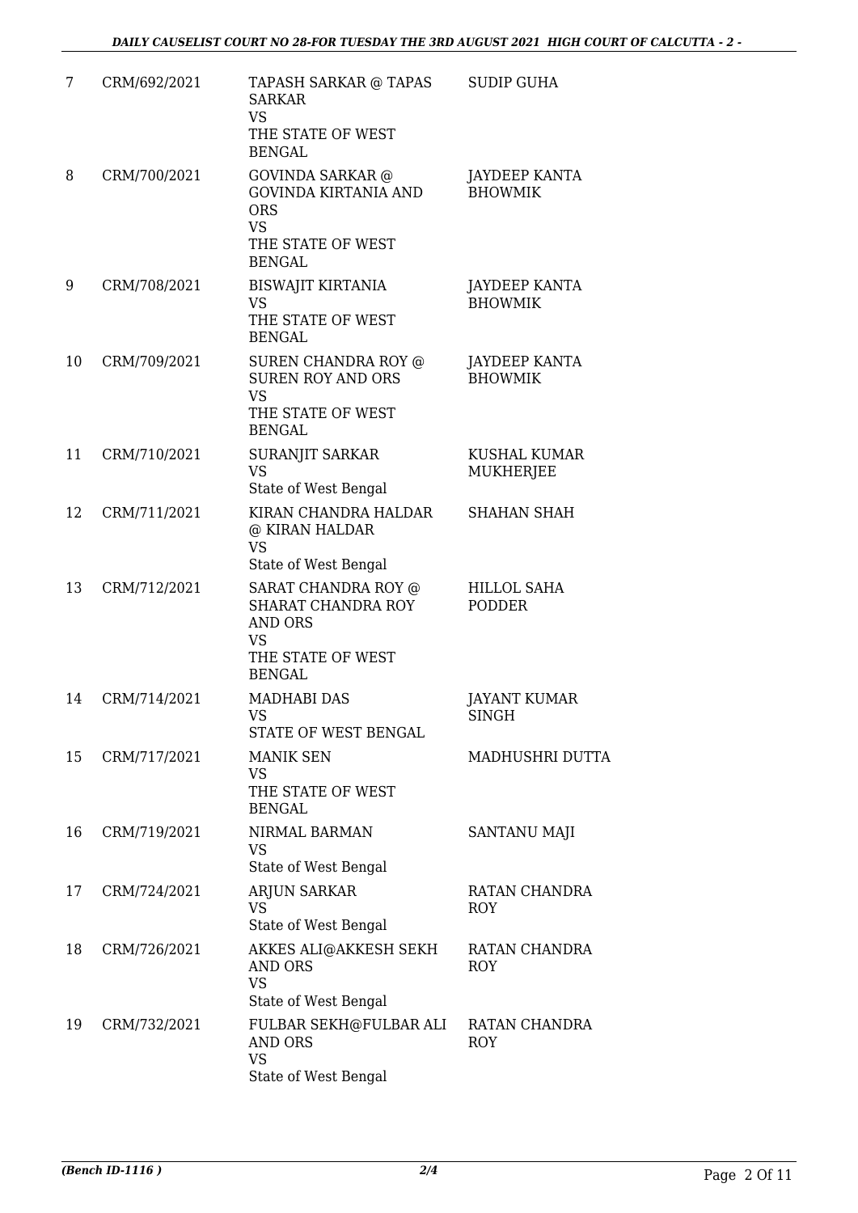| 7 | CRM/692/2021 | TAPASH SARKAR @ TAPAS SARKAR<br>VS<br>THE STATE OF WEST BENGAL | SUDIP GUHA |
|---|---|---|---|
| 8 | CRM/700/2021 | GOVINDA SARKAR @ GOVINDA KIRTANIA AND ORS<br>VS<br>THE STATE OF WEST BENGAL | JAYDEEP KANTA BHOWMIK |
| 9 | CRM/708/2021 | BISWAJIT KIRTANIA<br>VS<br>THE STATE OF WEST BENGAL | JAYDEEP KANTA BHOWMIK |
| 10 | CRM/709/2021 | SUREN CHANDRA ROY @ SUREN ROY AND ORS<br>VS<br>THE STATE OF WEST BENGAL | JAYDEEP KANTA BHOWMIK |
| 11 | CRM/710/2021 | SURANJIT SARKAR<br>VS<br>State of West Bengal | KUSHAL KUMAR MUKHERJEE |
| 12 | CRM/711/2021 | KIRAN CHANDRA HALDAR @ KIRAN HALDAR<br>VS<br>State of West Bengal | SHAHAN SHAH |
| 13 | CRM/712/2021 | SARAT CHANDRA ROY @ SHARAT CHANDRA ROY AND ORS<br>VS<br>THE STATE OF WEST BENGAL | HILLOL SAHA PODDER |
| 14 | CRM/714/2021 | MADHABI DAS<br>VS<br>STATE OF WEST BENGAL | JAYANT KUMAR SINGH |
| 15 | CRM/717/2021 | MANIK SEN<br>VS<br>THE STATE OF WEST BENGAL | MADHUSHRI DUTTA |
| 16 | CRM/719/2021 | NIRMAL BARMAN<br>VS<br>State of West Bengal | SANTANU MAJI |
| 17 | CRM/724/2021 | ARJUN SARKAR<br>VS<br>State of West Bengal | RATAN CHANDRA ROY |
| 18 | CRM/726/2021 | AKKES ALI@AKKESH SEKH AND ORS<br>VS<br>State of West Bengal | RATAN CHANDRA ROY |
| 19 | CRM/732/2021 | FULBAR SEKH@FULBAR ALI AND ORS<br>VS<br>State of West Bengal | RATAN CHANDRA ROY |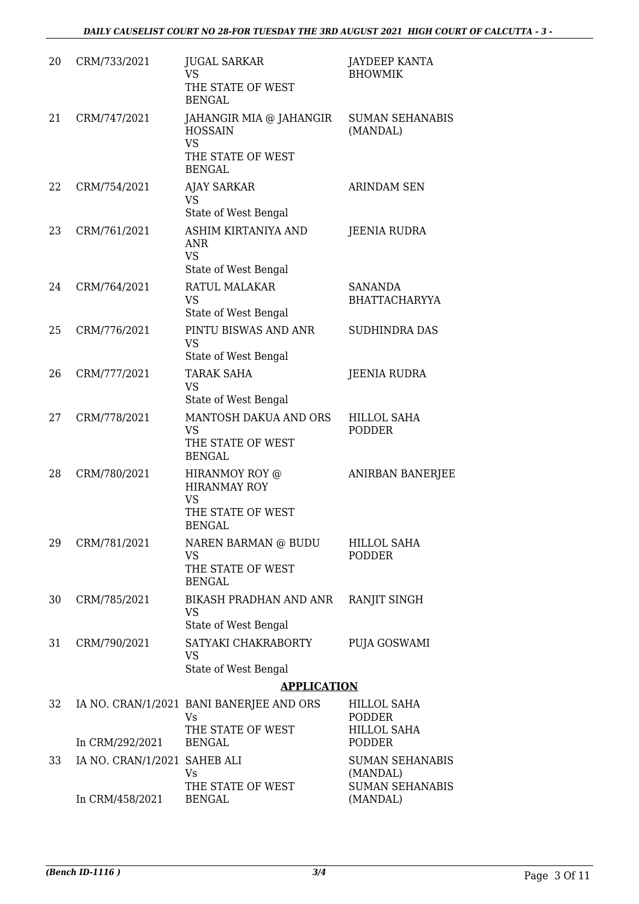| | | | |
|---|---|---|---|
| 20 | CRM/733/2021 | JUGAL SARKAR<br>VS<br>THE STATE OF WEST BENGAL | JAYDEEP KANTA BHOWMIK |
| 21 | CRM/747/2021 | JAHANGIR MIA @ JAHANGIR HOSSAIN<br>VS<br>THE STATE OF WEST BENGAL | SUMAN SEHANABIS (MANDAL) |
| 22 | CRM/754/2021 | AJAY SARKAR<br>VS<br>State of West Bengal | ARINDAM SEN |
| 23 | CRM/761/2021 | ASHIM KIRTANIYA AND ANR<br>VS<br>State of West Bengal | JEENIA RUDRA |
| 24 | CRM/764/2021 | RATUL MALAKAR<br>VS<br>State of West Bengal | SANANDA BHATTACHARYYA |
| 25 | CRM/776/2021 | PINTU BISWAS AND ANR<br>VS<br>State of West Bengal | SUDHINDRA DAS |
| 26 | CRM/777/2021 | TARAK SAHA<br>VS<br>State of West Bengal | JEENIA RUDRA |
| 27 | CRM/778/2021 | MANTOSH DAKUA AND ORS<br>VS<br>THE STATE OF WEST BENGAL | HILLOL SAHA PODDER |
| 28 | CRM/780/2021 | HIRANMOY ROY @ HIRANMAY ROY<br>VS<br>THE STATE OF WEST BENGAL | ANIRBAN BANERJEE |
| 29 | CRM/781/2021 | NAREN BARMAN @ BUDU<br>VS<br>THE STATE OF WEST BENGAL | HILLOL SAHA PODDER |
| 30 | CRM/785/2021 | BIKASH PRADHAN AND ANR<br>VS<br>State of West Bengal | RANJIT SINGH |
| 31 | CRM/790/2021 | SATYAKI CHAKRABORTY<br>VS<br>State of West Bengal | PUJA GOSWAMI |

## APPLICATION

| | | | |
|---|---|---|---|
| 32 | IA NO. CRAN/1/2021<br>In CRM/292/2021 | BANI BANERJEE AND ORS<br>Vs<br>THE STATE OF WEST BENGAL | HILLOL SAHA PODDER<br>HILLOL SAHA PODDER |
| 33 | IA NO. CRAN/1/2021<br>In CRM/458/2021 | SAHEB ALI<br>Vs<br>THE STATE OF WEST BENGAL | SUMAN SEHANABIS (MANDAL)<br>SUMAN SEHANABIS (MANDAL) |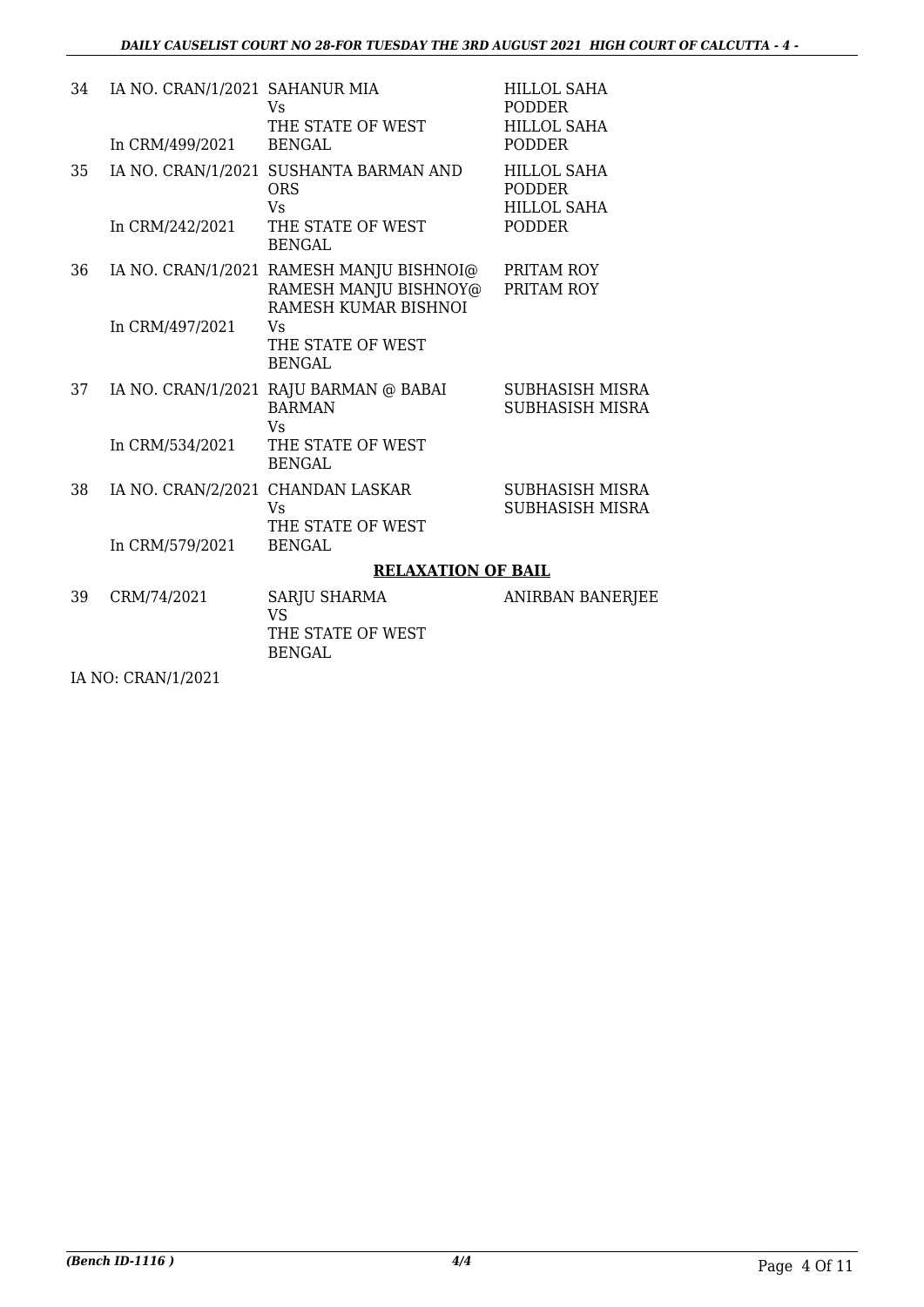| | | | |
|---|---|---|---|
| 34 | IA NO. CRAN/1/2021<br>In CRM/499/2021 | SAHANUR MIA<br>Vs<br>THE STATE OF WEST BENGAL | HILLOL SAHA PODDER<br>HILLOL SAHA PODDER |
| 35 | IA NO. CRAN/1/2021<br>In CRM/242/2021 | SUSHANTA BARMAN AND ORS<br>Vs<br>THE STATE OF WEST BENGAL | HILLOL SAHA PODDER<br>HILLOL SAHA PODDER |
| 36 | IA NO. CRAN/1/2021<br>In CRM/497/2021 | RAMESH MANJU BISHNOI@ RAMESH MANJU BISHNOY@ RAMESH KUMAR BISHNOI<br>Vs<br>THE STATE OF WEST BENGAL | PRITAM ROY<br>PRITAM ROY |
| 37 | IA NO. CRAN/1/2021<br>In CRM/534/2021 | RAJU BARMAN @ BABAI BARMAN<br>Vs<br>THE STATE OF WEST BENGAL | SUBHASISH MISRA<br>SUBHASISH MISRA |
| 38 | IA NO. CRAN/2/2021<br>In CRM/579/2021 | CHANDAN LASKAR<br>Vs<br>THE STATE OF WEST BENGAL | SUBHASISH MISRA<br>SUBHASISH MISRA |

**RELAXATION OF BAIL**

| | | | |
|---|---|---|---|
| 39 | CRM/74/2021 | SARJU SHARMA<br>VS<br>THE STATE OF WEST BENGAL | ANIRBAN BANERJEE |

IA NO: CRAN/1/2021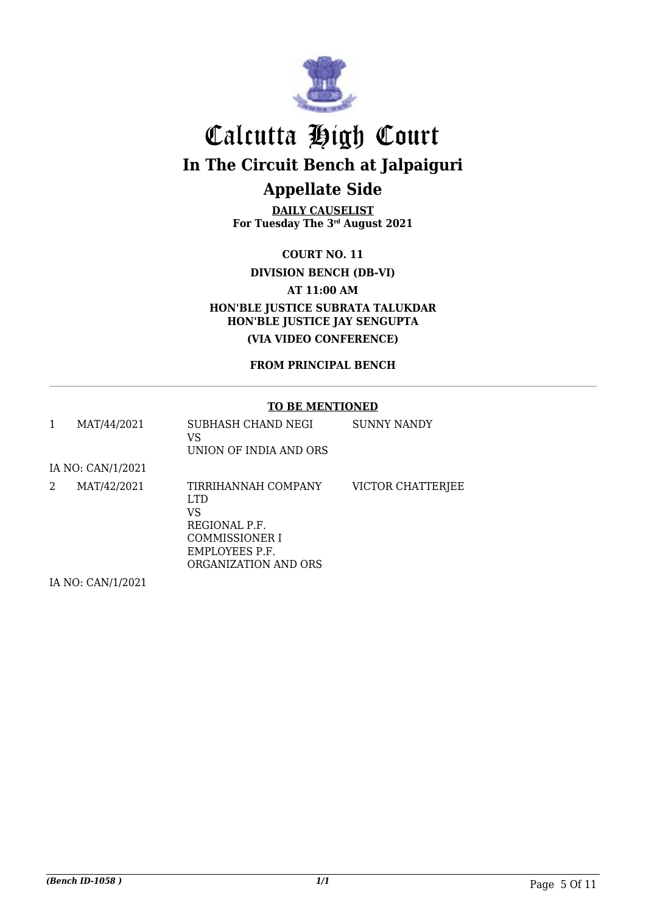# Calcutta High Court

## In The Circuit Bench at Jalpaiguri

## Appellate Side

**DAILY CAUSELIST**
**For Tuesday The 3rd August 2021**

**COURT NO. 11**

**DIVISION BENCH (DB-VI)**

**AT 11:00 AM**

**HON'BLE JUSTICE SUBRATA TALUKDAR**
**HON'BLE JUSTICE JAY SENGUPTA**

**(VIA VIDEO CONFERENCE)**

**FROM PRINCIPAL BENCH**

**TO BE MENTIONED**

| | | | |
|---|---|---|---|
| 1 | MAT/44/2021 | SUBHASH CHAND NEGI<br>VS<br>UNION OF INDIA AND ORS | SUNNY NANDY |
| | IA NO: CAN/1/2021 | | |
| 2 | MAT/42/2021 | TIRRIHANNAH COMPANY LTD<br>VS<br>REGIONAL P.F. COMMISSIONER I EMPLOYEES P.F. ORGANIZATION AND ORS | VICTOR CHATTERJEE |
| | IA NO: CAN/1/2021 | | |

*(Bench ID-1058 )*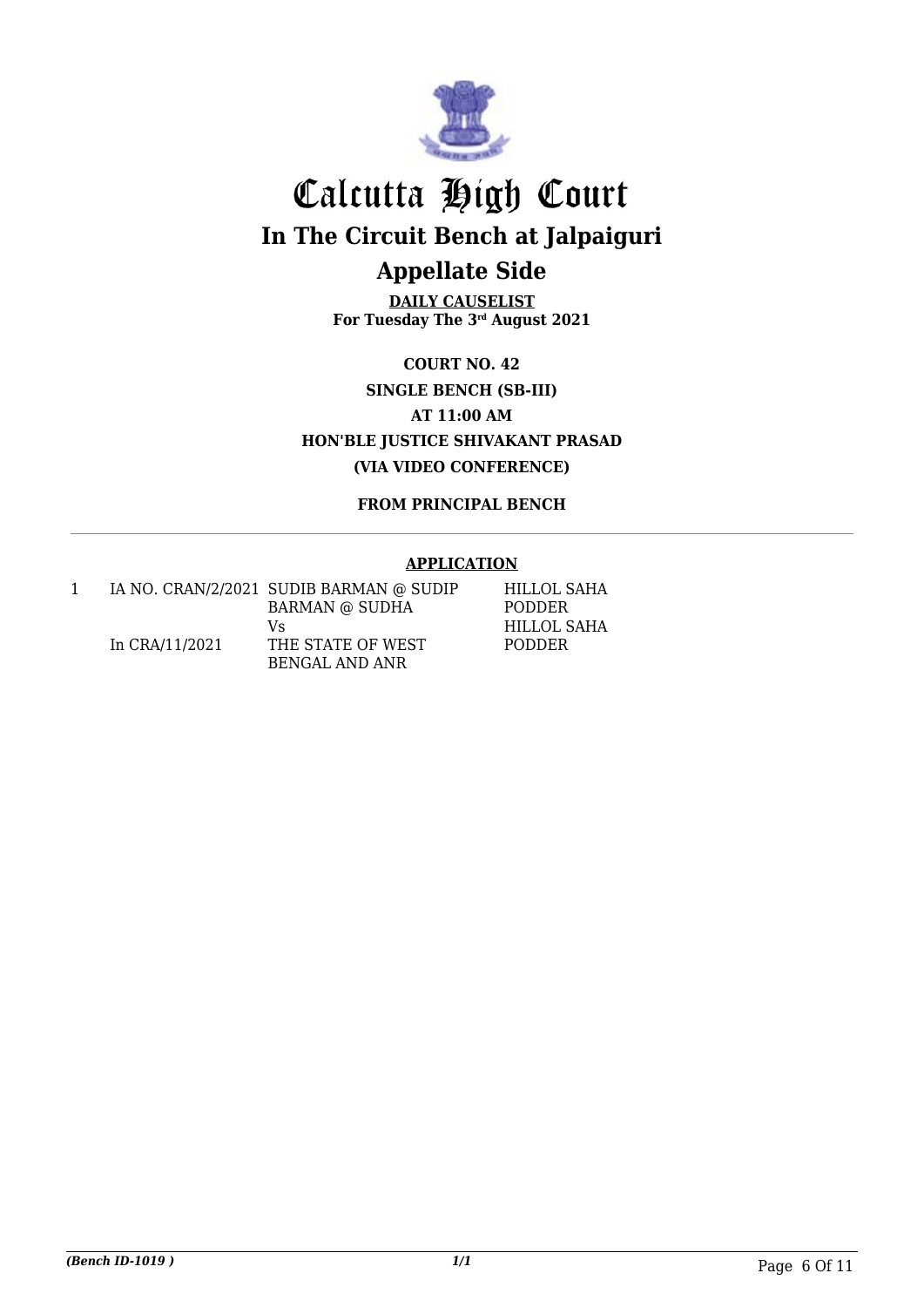# Calcutta High Court

## In The Circuit Bench at Jalpaiguri

## Appellate Side

**DAILY CAUSELIST**
**For Tuesday The 3rd August 2021**

**COURT NO. 42**
**SINGLE BENCH (SB-III)**
**AT 11:00 AM**
**HON'BLE JUSTICE SHIVAKANT PRASAD**
**(VIA VIDEO CONFERENCE)**

**FROM PRINCIPAL BENCH**

**APPLICATION**

| | | | |
|---|---|---|---|
| 1 | IA NO. CRAN/2/2021<br>In CRA/11/2021 | SUDIB BARMAN @ SUDIP BARMAN @ SUDHA<br>Vs<br>THE STATE OF WEST BENGAL AND ANR | HILLOL SAHA PODDER<br>HILLOL SAHA PODDER |

*(Bench ID-1019 )*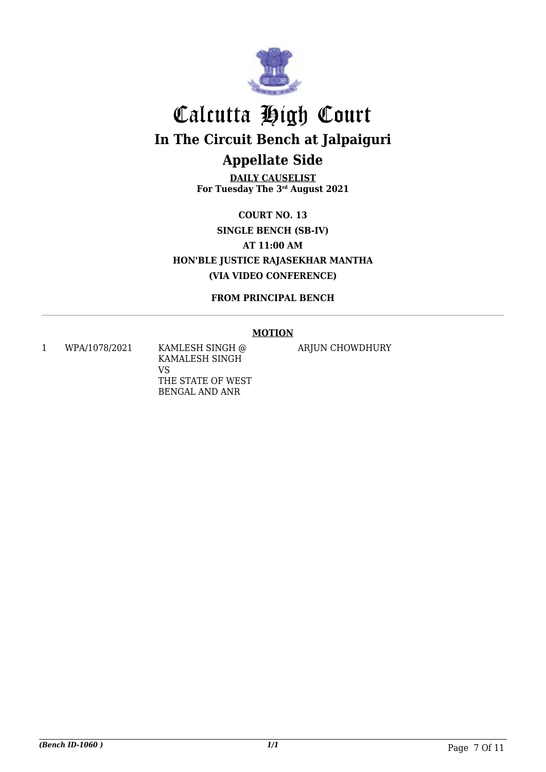# Calcutta High Court

## In The Circuit Bench at Jalpaiguri

## Appellate Side

**DAILY CAUSELIST**
**For Tuesday The 3rd August 2021**

**COURT NO. 13**
**SINGLE BENCH (SB-IV)**
**AT 11:00 AM**
**HON'BLE JUSTICE RAJASEKHAR MANTHA**
**(VIA VIDEO CONFERENCE)**

**FROM PRINCIPAL BENCH**

**MOTION**

| | | | |
|---|---|---|---|
| 1 | WPA/1078/2021 | KAMLESH SINGH @ KAMALESH SINGH VS THE STATE OF WEST BENGAL AND ANR | ARJUN CHOWDHURY |

*(Bench ID-1060 )*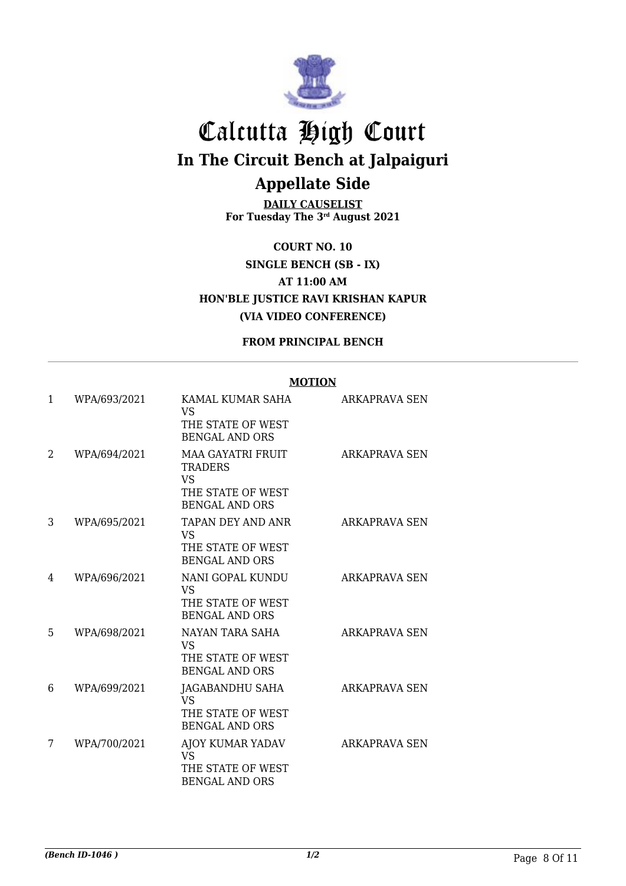# Calcutta High Court

## In The Circuit Bench at Jalpaiguri

## Appellate Side

**DAILY CAUSELIST**
**For Tuesday The 3rd August 2021**

**COURT NO. 10**
**SINGLE BENCH (SB - IX)**
**AT 11:00 AM**
**HON'BLE JUSTICE RAVI KRISHAN KAPUR**
**(VIA VIDEO CONFERENCE)**

**FROM PRINCIPAL BENCH**

**MOTION**

| | | | |
|---|---|---|---|
| 1 | WPA/693/2021 | KAMAL KUMAR SAHA VS THE STATE OF WEST BENGAL AND ORS | ARKAPRAVA SEN |
| 2 | WPA/694/2021 | MAA GAYATRI FRUIT TRADERS VS THE STATE OF WEST BENGAL AND ORS | ARKAPRAVA SEN |
| 3 | WPA/695/2021 | TAPAN DEY AND ANR VS THE STATE OF WEST BENGAL AND ORS | ARKAPRAVA SEN |
| 4 | WPA/696/2021 | NANI GOPAL KUNDU VS THE STATE OF WEST BENGAL AND ORS | ARKAPRAVA SEN |
| 5 | WPA/698/2021 | NAYAN TARA SAHA VS THE STATE OF WEST BENGAL AND ORS | ARKAPRAVA SEN |
| 6 | WPA/699/2021 | JAGABANDHU SAHA VS THE STATE OF WEST BENGAL AND ORS | ARKAPRAVA SEN |
| 7 | WPA/700/2021 | AJOY KUMAR YADAV VS THE STATE OF WEST BENGAL AND ORS | ARKAPRAVA SEN |

*(Bench ID-1046 )* 1/2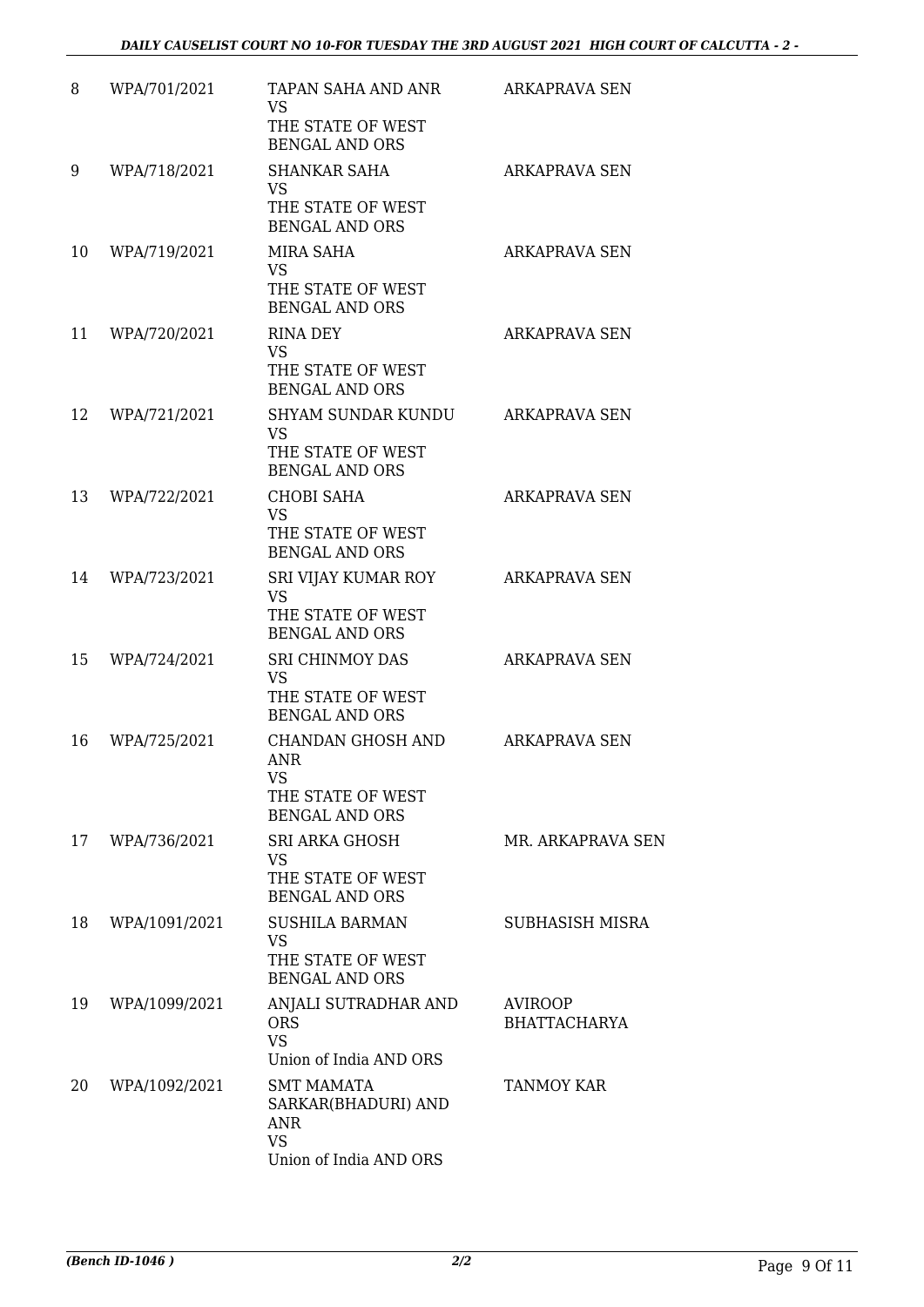| 8 | WPA/701/2021 | TAPAN SAHA AND ANR<br>VS<br>THE STATE OF WEST BENGAL AND ORS | ARKAPRAVA SEN |
|---|---|---|---|
| 9 | WPA/718/2021 | SHANKAR SAHA<br>VS<br>THE STATE OF WEST BENGAL AND ORS | ARKAPRAVA SEN |
| 10 | WPA/719/2021 | MIRA SAHA<br>VS<br>THE STATE OF WEST BENGAL AND ORS | ARKAPRAVA SEN |
| 11 | WPA/720/2021 | RINA DEY<br>VS<br>THE STATE OF WEST BENGAL AND ORS | ARKAPRAVA SEN |
| 12 | WPA/721/2021 | SHYAM SUNDAR KUNDU<br>VS<br>THE STATE OF WEST BENGAL AND ORS | ARKAPRAVA SEN |
| 13 | WPA/722/2021 | CHOBI SAHA<br>VS<br>THE STATE OF WEST BENGAL AND ORS | ARKAPRAVA SEN |
| 14 | WPA/723/2021 | SRI VIJAY KUMAR ROY<br>VS<br>THE STATE OF WEST BENGAL AND ORS | ARKAPRAVA SEN |
| 15 | WPA/724/2021 | SRI CHINMOY DAS<br>VS<br>THE STATE OF WEST BENGAL AND ORS | ARKAPRAVA SEN |
| 16 | WPA/725/2021 | CHANDAN GHOSH AND ANR<br>VS<br>THE STATE OF WEST BENGAL AND ORS | ARKAPRAVA SEN |
| 17 | WPA/736/2021 | SRI ARKA GHOSH<br>VS<br>THE STATE OF WEST BENGAL AND ORS | MR. ARKAPRAVA SEN |
| 18 | WPA/1091/2021 | SUSHILA BARMAN<br>VS<br>THE STATE OF WEST BENGAL AND ORS | SUBHASISH MISRA |
| 19 | WPA/1099/2021 | ANJALI SUTRADHAR AND ORS<br>VS<br>Union of India AND ORS | AVIROOP BHATTACHARYA |
| 20 | WPA/1092/2021 | SMT MAMATA SARKAR(BHADURI) AND ANR<br>VS<br>Union of India AND ORS | TANMOY KAR |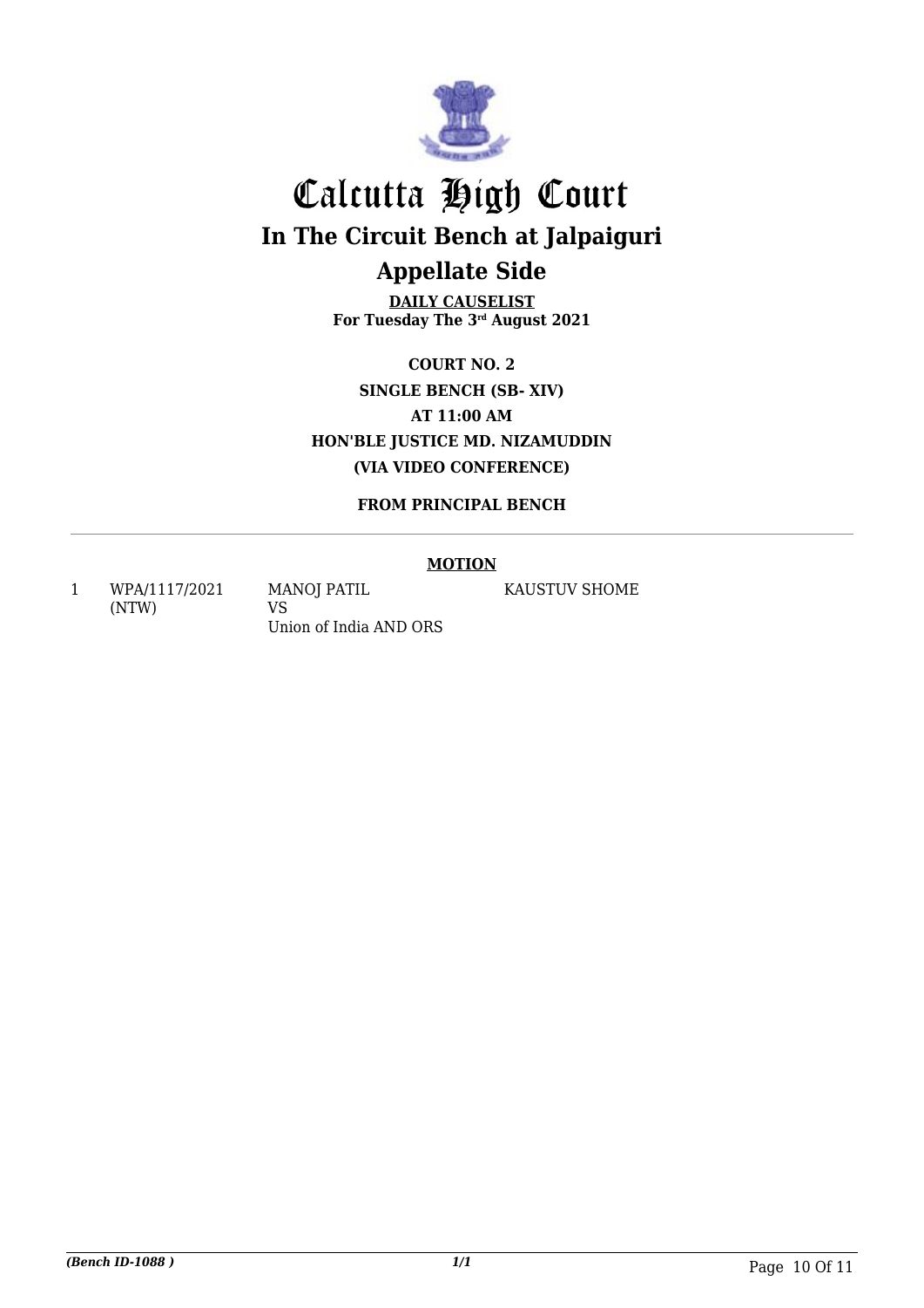# Calcutta High Court

## In The Circuit Bench at Jalpaiguri

## Appellate Side

**DAILY CAUSELIST**
**For Tuesday The 3rd August 2021**

**COURT NO. 2**
**SINGLE BENCH (SB- XIV)**
**AT 11:00 AM**
**HON'BLE JUSTICE MD. NIZAMUDDIN**
**(VIA VIDEO CONFERENCE)**

**FROM PRINCIPAL BENCH**

---

**MOTION**

| | | | |
|---|---|---|---|
| 1 | WPA/1117/2021 (NTW) | MANOJ PATIL VS Union of India AND ORS | KAUSTUV SHOME |

*(Bench ID-1088 )*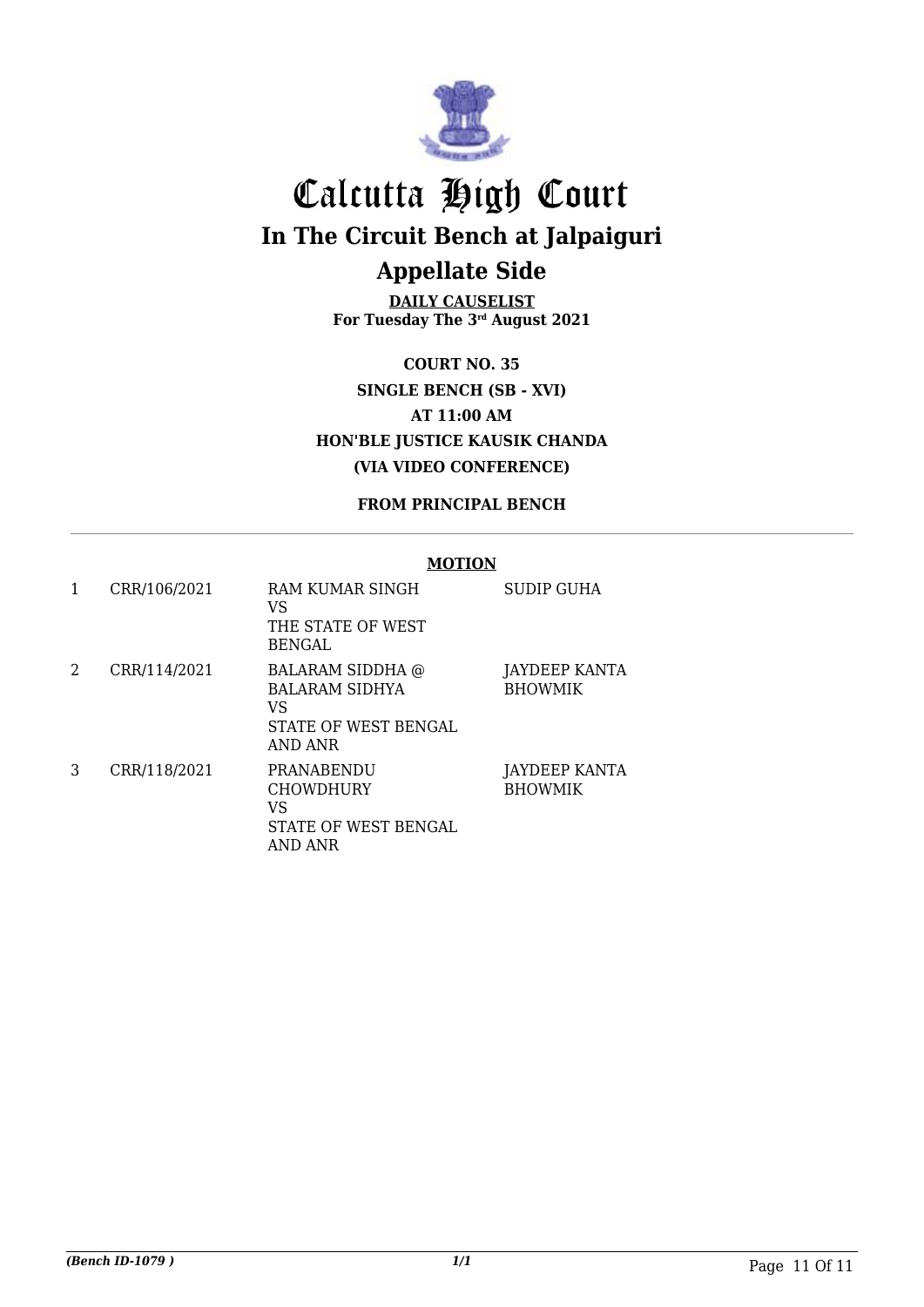# Calcutta High Court

## In The Circuit Bench at Jalpaiguri

## Appellate Side

**DAILY CAUSELIST**
**For Tuesday The 3rd August 2021**

**COURT NO. 35**
**SINGLE BENCH (SB - XVI)**
**AT 11:00 AM**
**HON'BLE JUSTICE KAUSIK CHANDA**
**(VIA VIDEO CONFERENCE)**

**FROM PRINCIPAL BENCH**

**MOTION**

| | | | |
|---|---|---|---|
| 1 | CRR/106/2021 | RAM KUMAR SINGH<br>VS<br>THE STATE OF WEST BENGAL | SUDIP GUHA |
| 2 | CRR/114/2021 | BALARAM SIDDHA @ BALARAM SIDHYA<br>VS<br>STATE OF WEST BENGAL AND ANR | JAYDEEP KANTA BHOWMIK |
| 3 | CRR/118/2021 | PRANABENDU CHOWDHURY<br>VS<br>STATE OF WEST BENGAL AND ANR | JAYDEEP KANTA BHOWMIK |

*(Bench ID-1079 )*